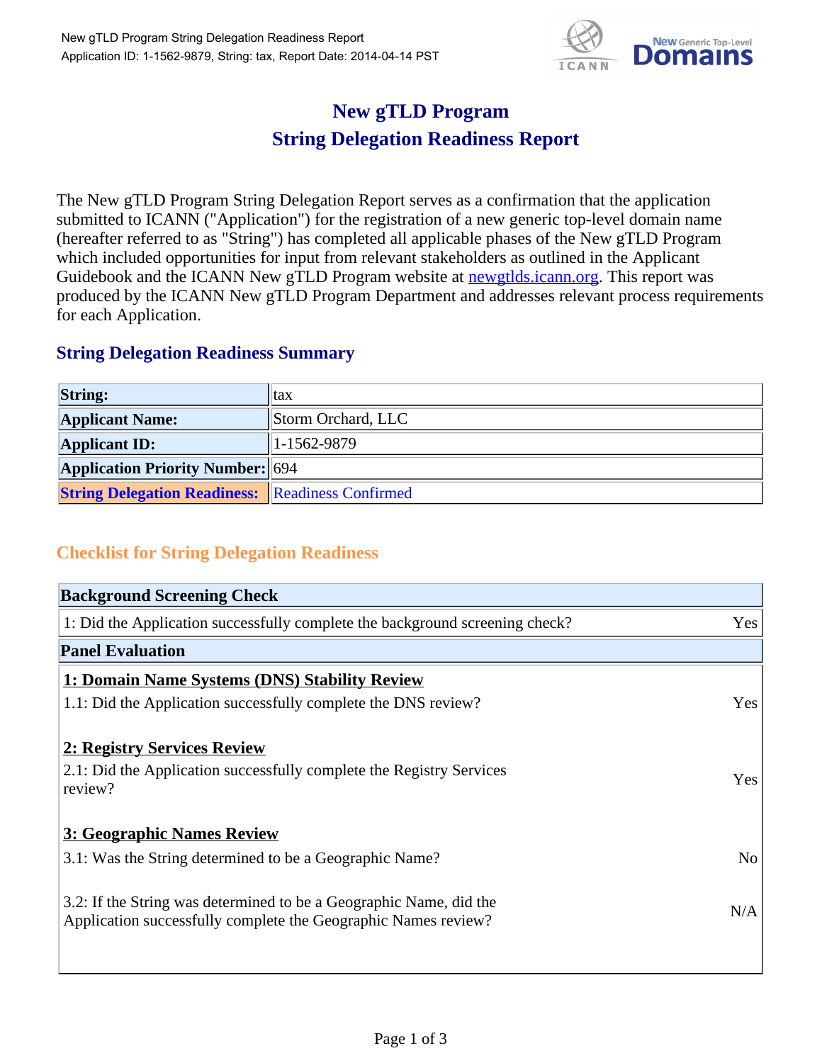# New gTLD Program
# String Delegation Readiness Report

The New gTLD Program String Delegation Report serves as a confirmation that the application submitted to ICANN ("Application") for the registration of a new generic top-level domain name (hereafter referred to as "String") has completed all applicable phases of the New gTLD Program which included opportunities for input from relevant stakeholders as outlined in the Applicant Guidebook and the ICANN New gTLD Program website at newgtlds.icann.org. This report was produced by the ICANN New gTLD Program Department and addresses relevant process requirements for each Application.

## String Delegation Readiness Summary

| | |
|---|---|
| **String:** | tax |
| **Applicant Name:** | Storm Orchard, LLC |
| **Applicant ID:** | 1-1562-9879 |
| **Application Priority Number:** | 694 |
| **String Delegation Readiness:** | Readiness Confirmed |

## Checklist for String Delegation Readiness

| **Background Screening Check** | |
|---|---|
| 1: Did the Application successfully complete the background screening check? | Yes |
| **Panel Evaluation** | |
| **1: Domain Name Systems (DNS) Stability Review** | |
| 1.1: Did the Application successfully complete the DNS review? | Yes |
| **2: Registry Services Review** | |
| 2.1: Did the Application successfully complete the Registry Services review? | Yes |
| **3: Geographic Names Review** | |
| 3.1: Was the String determined to be a Geographic Name? | No |
| 3.2: If the String was determined to be a Geographic Name, did the Application successfully complete the Geographic Names review? | N/A |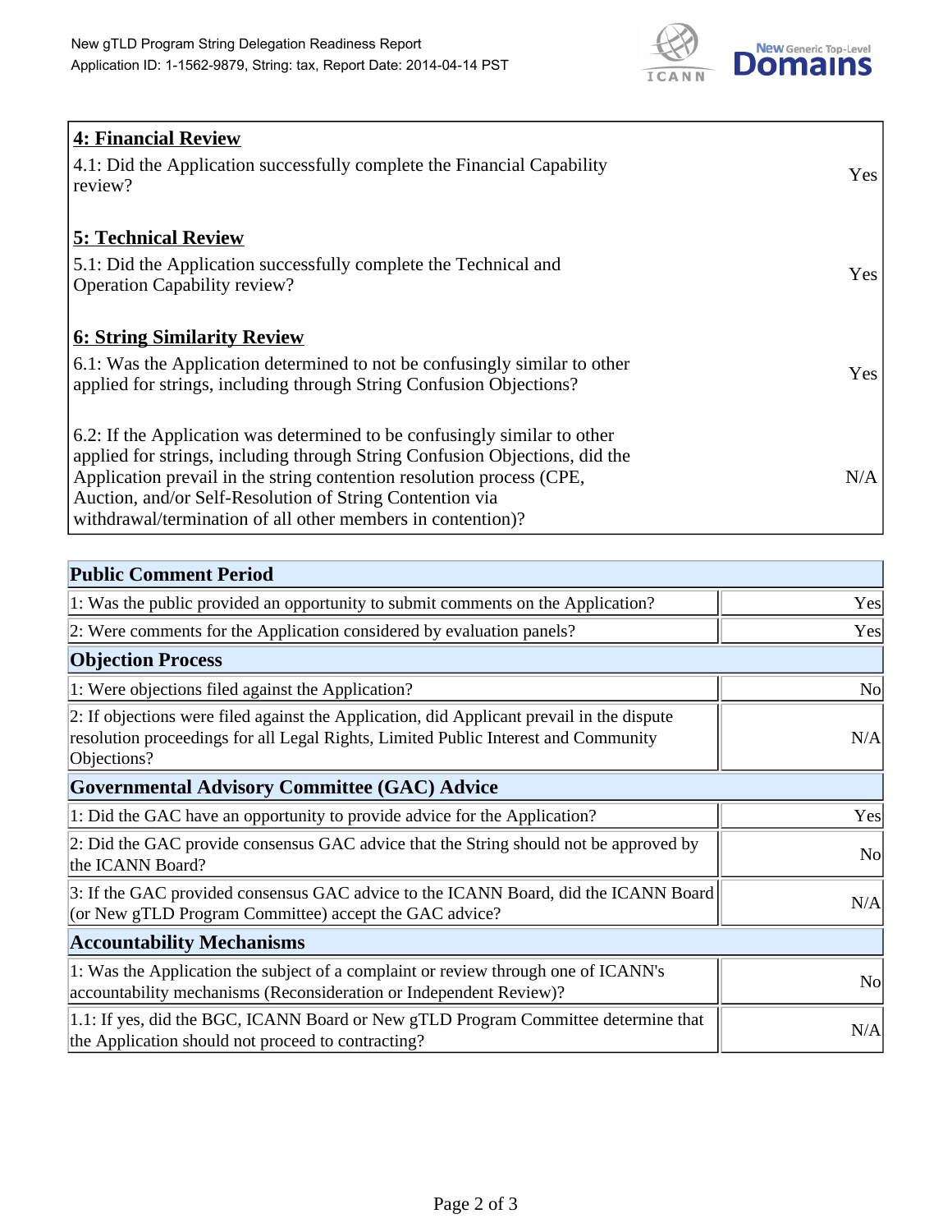| 4: Financial Review | |
|---|---|
| 4.1: Did the Application successfully complete the Financial Capability review? | Yes |
| **5: Technical Review** | |
| 5.1: Did the Application successfully complete the Technical and Operation Capability review? | Yes |
| **6: String Similarity Review** | |
| 6.1: Was the Application determined to not be confusingly similar to other applied for strings, including through String Confusion Objections? | Yes |
| 6.2: If the Application was determined to be confusingly similar to other applied for strings, including through String Confusion Objections, did the Application prevail in the string contention resolution process (CPE, Auction, and/or Self-Resolution of String Contention via withdrawal/termination of all other members in contention)? | N/A |

| Public Comment Period | |
|---|---|
| 1: Was the public provided an opportunity to submit comments on the Application? | Yes |
| 2: Were comments for the Application considered by evaluation panels? | Yes |
| **Objection Process** | |
| 1: Were objections filed against the Application? | No |
| 2: If objections were filed against the Application, did Applicant prevail in the dispute resolution proceedings for all Legal Rights, Limited Public Interest and Community Objections? | N/A |
| **Governmental Advisory Committee (GAC) Advice** | |
| 1: Did the GAC have an opportunity to provide advice for the Application? | Yes |
| 2: Did the GAC provide consensus GAC advice that the String should not be approved by the ICANN Board? | No |
| 3: If the GAC provided consensus GAC advice to the ICANN Board, did the ICANN Board (or New gTLD Program Committee) accept the GAC advice? | N/A |
| **Accountability Mechanisms** | |
| 1: Was the Application the subject of a complaint or review through one of ICANN's accountability mechanisms (Reconsideration or Independent Review)? | No |
| 1.1: If yes, did the BGC, ICANN Board or New gTLD Program Committee determine that the Application should not proceed to contracting? | N/A |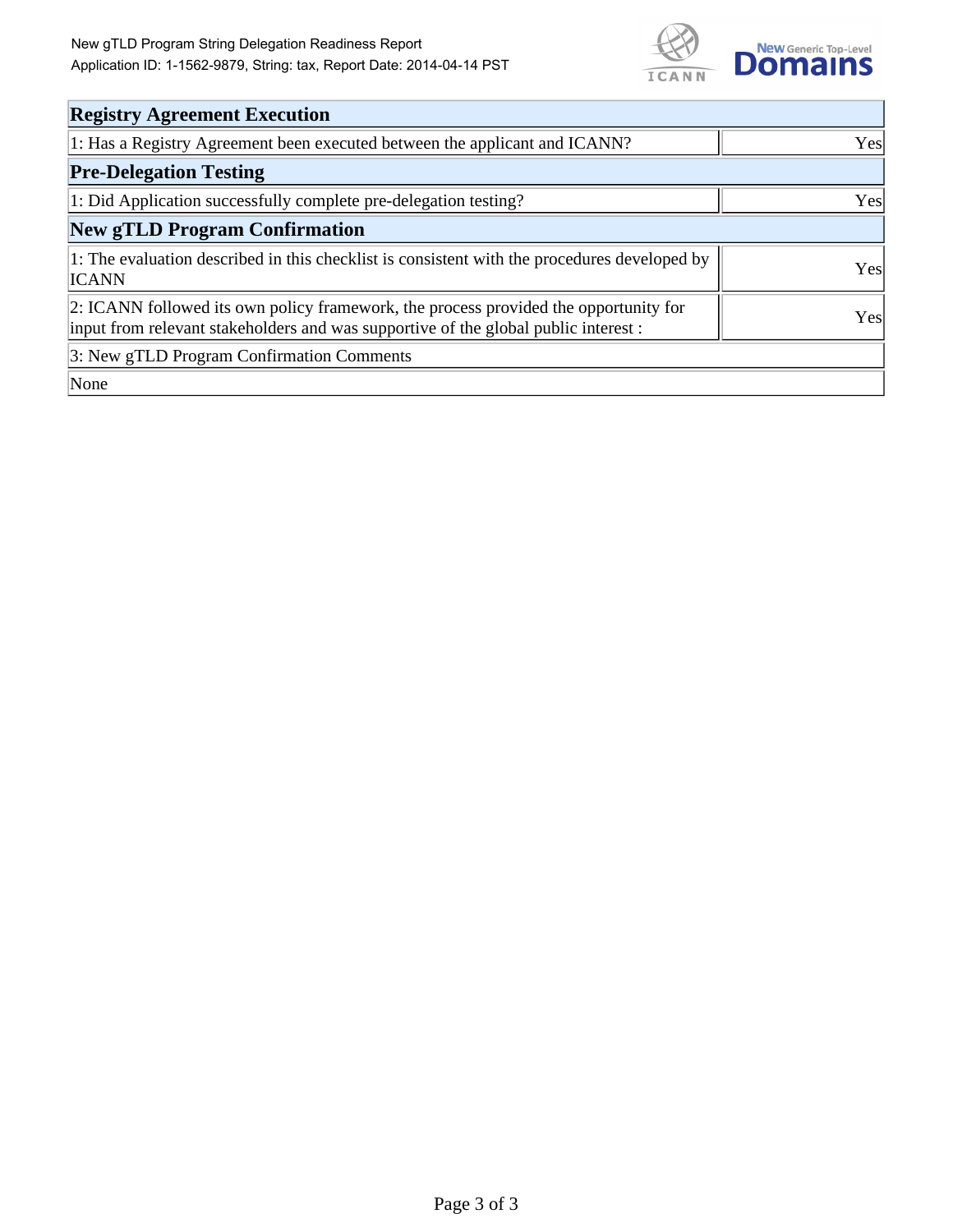## Registry Agreement Execution

| | |
|---|---|
| 1: Has a Registry Agreement been executed between the applicant and ICANN? | Yes |

## Pre-Delegation Testing

| | |
|---|---|
| 1: Did Application successfully complete pre-delegation testing? | Yes |

## New gTLD Program Confirmation

| | |
|---|---|
| 1: The evaluation described in this checklist is consistent with the procedures developed by ICANN | Yes |
| 2: ICANN followed its own policy framework, the process provided the opportunity for input from relevant stakeholders and was supportive of the global public interest : | Yes |

3: New gTLD Program Confirmation Comments

None